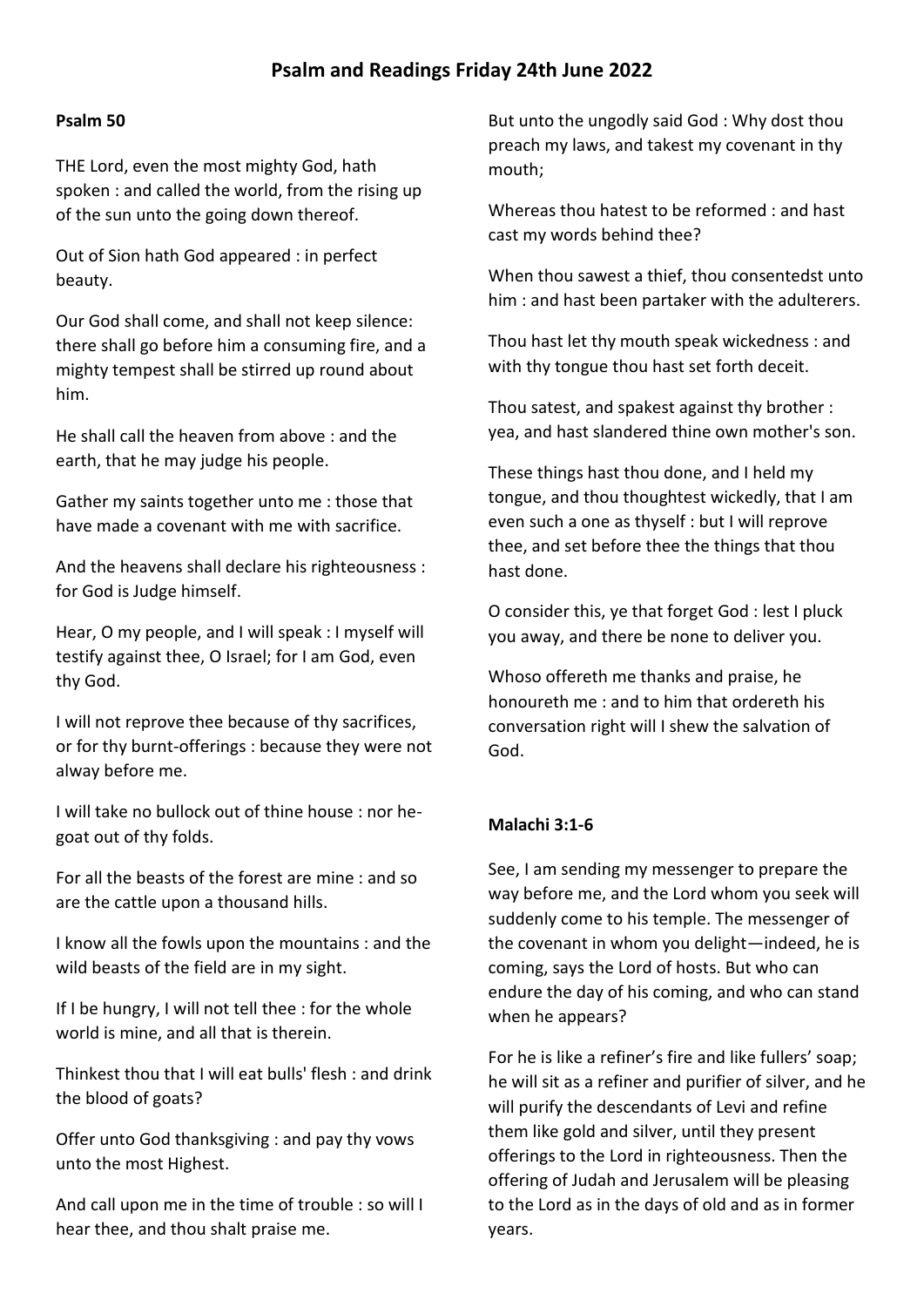# Psalm and Readings Friday 24th June 2022

**Psalm 50**

THE Lord, even the most mighty God, hath spoken : and called the world, from the rising up of the sun unto the going down thereof.

Out of Sion hath God appeared : in perfect beauty.

Our God shall come, and shall not keep silence: there shall go before him a consuming fire, and a mighty tempest shall be stirred up round about him.

He shall call the heaven from above : and the earth, that he may judge his people.

Gather my saints together unto me : those that have made a covenant with me with sacrifice.

And the heavens shall declare his righteousness : for God is Judge himself.

Hear, O my people, and I will speak : I myself will testify against thee, O Israel; for I am God, even thy God.

I will not reprove thee because of thy sacrifices, or for thy burnt-offerings : because they were not alway before me.

I will take no bullock out of thine house : nor he-goat out of thy folds.

For all the beasts of the forest are mine : and so are the cattle upon a thousand hills.

I know all the fowls upon the mountains : and the wild beasts of the field are in my sight.

If I be hungry, I will not tell thee : for the whole world is mine, and all that is therein.

Thinkest thou that I will eat bulls' flesh : and drink the blood of goats?

Offer unto God thanksgiving : and pay thy vows unto the most Highest.

And call upon me in the time of trouble : so will I hear thee, and thou shalt praise me.

But unto the ungodly said God : Why dost thou preach my laws, and takest my covenant in thy mouth;

Whereas thou hatest to be reformed : and hast cast my words behind thee?

When thou sawest a thief, thou consentedst unto him : and hast been partaker with the adulterers.

Thou hast let thy mouth speak wickedness : and with thy tongue thou hast set forth deceit.

Thou satest, and spakest against thy brother : yea, and hast slandered thine own mother's son.

These things hast thou done, and I held my tongue, and thou thoughtest wickedly, that I am even such a one as thyself : but I will reprove thee, and set before thee the things that thou hast done.

O consider this, ye that forget God : lest I pluck you away, and there be none to deliver you.

Whoso offereth me thanks and praise, he honoureth me : and to him that ordereth his conversation right will I shew the salvation of God.

**Malachi 3:1-6**

See, I am sending my messenger to prepare the way before me, and the Lord whom you seek will suddenly come to his temple. The messenger of the covenant in whom you delight—indeed, he is coming, says the Lord of hosts. But who can endure the day of his coming, and who can stand when he appears?

For he is like a refiner's fire and like fullers' soap; he will sit as a refiner and purifier of silver, and he will purify the descendants of Levi and refine them like gold and silver, until they present offerings to the Lord in righteousness. Then the offering of Judah and Jerusalem will be pleasing to the Lord as in the days of old and as in former years.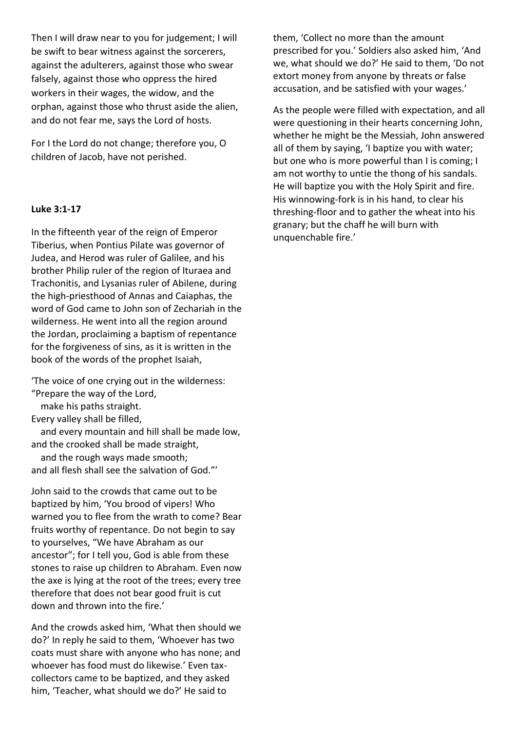Then I will draw near to you for judgement; I will be swift to bear witness against the sorcerers, against the adulterers, against those who swear falsely, against those who oppress the hired workers in their wages, the widow, and the orphan, against those who thrust aside the alien, and do not fear me, says the Lord of hosts.

For I the Lord do not change; therefore you, O children of Jacob, have not perished.

**Luke 3:1-17**

In the fifteenth year of the reign of Emperor Tiberius, when Pontius Pilate was governor of Judea, and Herod was ruler of Galilee, and his brother Philip ruler of the region of Ituraea and Trachonitis, and Lysanias ruler of Abilene, during the high-priesthood of Annas and Caiaphas, the word of God came to John son of Zechariah in the wilderness. He went into all the region around the Jordan, proclaiming a baptism of repentance for the forgiveness of sins, as it is written in the book of the words of the prophet Isaiah,

'The voice of one crying out in the wilderness:
"Prepare the way of the Lord,
make his paths straight.
Every valley shall be filled,
and every mountain and hill shall be made low,
and the crooked shall be made straight,
and the rough ways made smooth;
and all flesh shall see the salvation of God."'

John said to the crowds that came out to be baptized by him, 'You brood of vipers! Who warned you to flee from the wrath to come? Bear fruits worthy of repentance. Do not begin to say to yourselves, "We have Abraham as our ancestor"; for I tell you, God is able from these stones to raise up children to Abraham. Even now the axe is lying at the root of the trees; every tree therefore that does not bear good fruit is cut down and thrown into the fire.'

And the crowds asked him, 'What then should we do?' In reply he said to them, 'Whoever has two coats must share with anyone who has none; and whoever has food must do likewise.' Even tax-collectors came to be baptized, and they asked him, 'Teacher, what should we do?' He said to them, 'Collect no more than the amount prescribed for you.' Soldiers also asked him, 'And we, what should we do?' He said to them, 'Do not extort money from anyone by threats or false accusation, and be satisfied with your wages.'

As the people were filled with expectation, and all were questioning in their hearts concerning John, whether he might be the Messiah, John answered all of them by saying, 'I baptize you with water; but one who is more powerful than I is coming; I am not worthy to untie the thong of his sandals. He will baptize you with the Holy Spirit and fire. His winnowing-fork is in his hand, to clear his threshing-floor and to gather the wheat into his granary; but the chaff he will burn with unquenchable fire.'